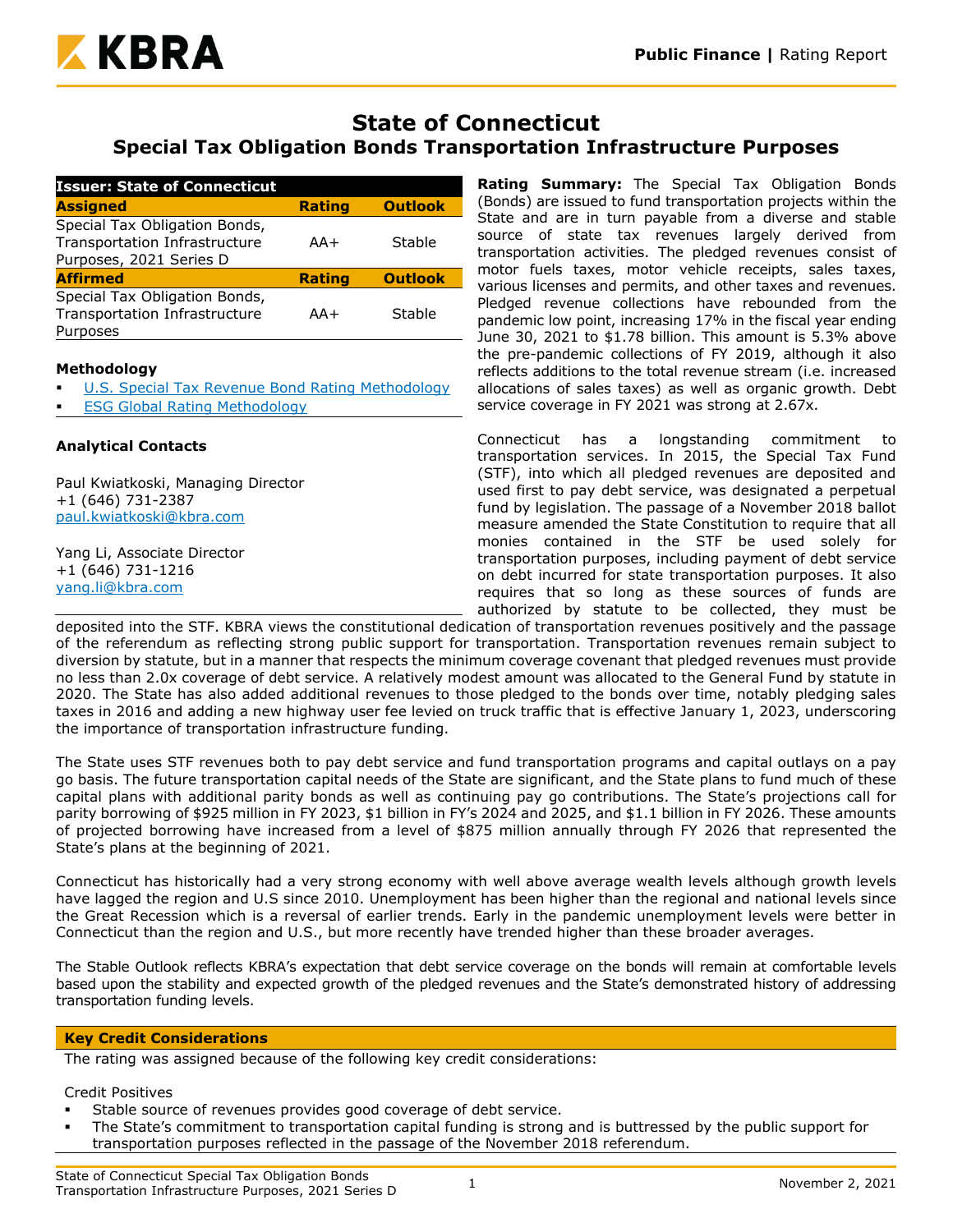# State of Connecticut
## Special Tax Obligation Bonds Transportation Infrastructure Purposes

| Issuer: State of Connecticut | | |
|---|---|---|
| **Assigned** | **Rating** | **Outlook** |
| Special Tax Obligation Bonds, Transportation Infrastructure Purposes, 2021 Series D | AA+ | Stable |
| **Affirmed** | **Rating** | **Outlook** |
| Special Tax Obligation Bonds, Transportation Infrastructure Purposes | AA+ | Stable |

**Methodology**

- U.S. Special Tax Revenue Bond Rating Methodology
- ESG Global Rating Methodology

**Analytical Contacts**

Paul Kwiatkoski, Managing Director
+1 (646) 731-2387
paul.kwiatkoski@kbra.com

Yang Li, Associate Director
+1 (646) 731-1216
yang.li@kbra.com

**Rating Summary:** The Special Tax Obligation Bonds (Bonds) are issued to fund transportation projects within the State and are in turn payable from a diverse and stable source of state tax revenues largely derived from transportation activities. The pledged revenues consist of motor fuels taxes, motor vehicle receipts, sales taxes, various licenses and permits, and other taxes and revenues. Pledged revenue collections have rebounded from the pandemic low point, increasing 17% in the fiscal year ending June 30, 2021 to $1.78 billion. This amount is 5.3% above the pre-pandemic collections of FY 2019, although it also reflects additions to the total revenue stream (i.e. increased allocations of sales taxes) as well as organic growth. Debt service coverage in FY 2021 was strong at 2.67x.

Connecticut has a longstanding commitment to transportation services. In 2015, the Special Tax Fund (STF), into which all pledged revenues are deposited and used first to pay debt service, was designated a perpetual fund by legislation. The passage of a November 2018 ballot measure amended the State Constitution to require that all monies contained in the STF be used solely for transportation purposes, including payment of debt service on debt incurred for state transportation purposes. It also requires that so long as these sources of funds are authorized by statute to be collected, they must be deposited into the STF. KBRA views the constitutional dedication of transportation revenues positively and the passage of the referendum as reflecting strong public support for transportation. Transportation revenues remain subject to diversion by statute, but in a manner that respects the minimum coverage covenant that pledged revenues must provide no less than 2.0x coverage of debt service. A relatively modest amount was allocated to the General Fund by statute in 2020. The State has also added additional revenues to those pledged to the bonds over time, notably pledging sales taxes in 2016 and adding a new highway user fee levied on truck traffic that is effective January 1, 2023, underscoring the importance of transportation infrastructure funding.

The State uses STF revenues both to pay debt service and fund transportation programs and capital outlays on a pay go basis. The future transportation capital needs of the State are significant, and the State plans to fund much of these capital plans with additional parity bonds as well as continuing pay go contributions. The State's projections call for parity borrowing of $925 million in FY 2023, $1 billion in FY's 2024 and 2025, and $1.1 billion in FY 2026. These amounts of projected borrowing have increased from a level of $875 million annually through FY 2026 that represented the State's plans at the beginning of 2021.

Connecticut has historically had a very strong economy with well above average wealth levels although growth levels have lagged the region and U.S since 2010. Unemployment has been higher than the regional and national levels since the Great Recession which is a reversal of earlier trends. Early in the pandemic unemployment levels were better in Connecticut than the region and U.S., but more recently have trended higher than these broader averages.

The Stable Outlook reflects KBRA's expectation that debt service coverage on the bonds will remain at comfortable levels based upon the stability and expected growth of the pledged revenues and the State's demonstrated history of addressing transportation funding levels.

**Key Credit Considerations**

The rating was assigned because of the following key credit considerations:

Credit Positives

- Stable source of revenues provides good coverage of debt service.
- The State's commitment to transportation capital funding is strong and is buttressed by the public support for transportation purposes reflected in the passage of the November 2018 referendum.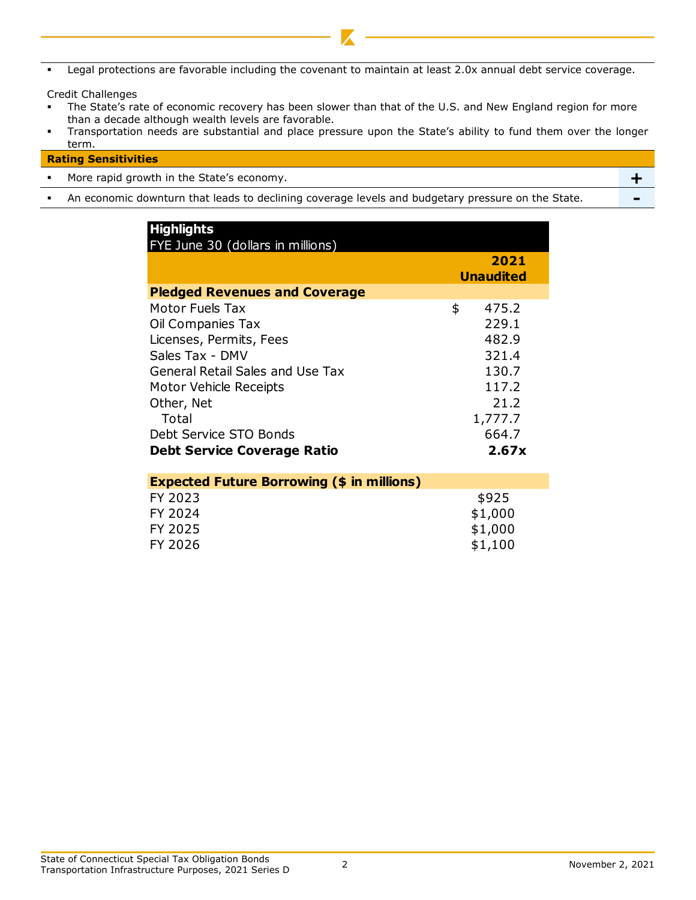- Legal protections are favorable including the covenant to maintain at least 2.0x annual debt service coverage.

Credit Challenges

- The State's rate of economic recovery has been slower than that of the U.S. and New England region for more than a decade although wealth levels are favorable.
- Transportation needs are substantial and place pressure upon the State's ability to fund them over the longer term.

| Rating Sensitivities | |
|---|---|
| More rapid growth in the State's economy. | + |
| An economic downturn that leads to declining coverage levels and budgetary pressure on the State. | - |

| Highlights<br>FYE June 30 (dollars in millions) | 2021<br>Unaudited |
|---|---|
| **Pledged Revenues and Coverage** | |
| Motor Fuels Tax | $ 475.2 |
| Oil Companies Tax | 229.1 |
| Licenses, Permits, Fees | 482.9 |
| Sales Tax - DMV | 321.4 |
| General Retail Sales and Use Tax | 130.7 |
| Motor Vehicle Receipts | 117.2 |
| Other, Net | 21.2 |
| Total | 1,777.7 |
| Debt Service STO Bonds | 664.7 |
| **Debt Service Coverage Ratio** | **2.67x** |

| Expected Future Borrowing ($ in millions) | |
|---|---|
| FY 2023 | $925 |
| FY 2024 | $1,000 |
| FY 2025 | $1,000 |
| FY 2026 | $1,100 |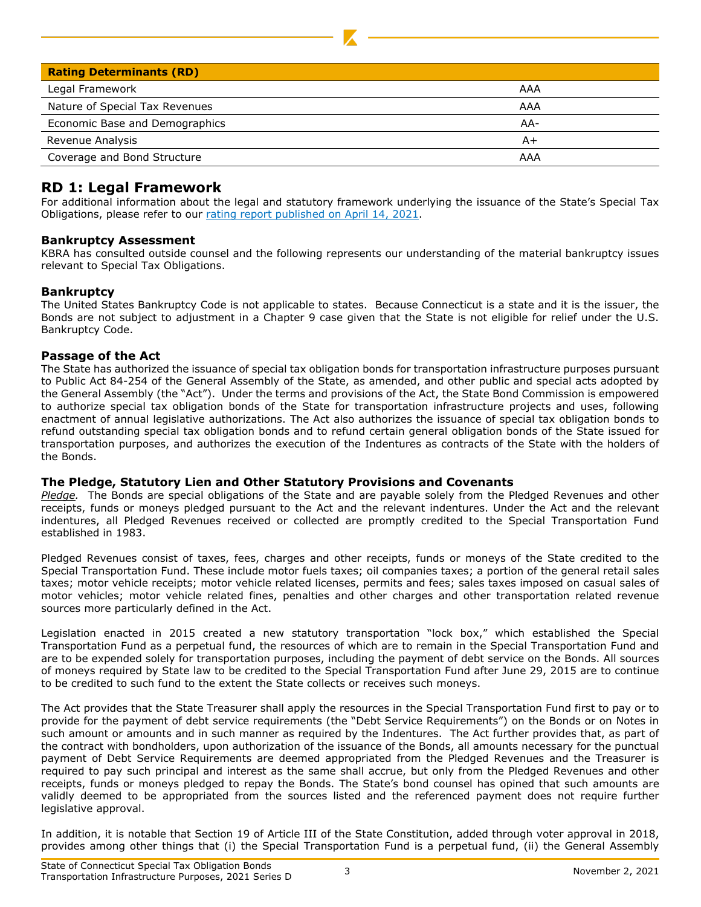| Rating Determinants (RD) | |
|---|---|
| Legal Framework | AAA |
| Nature of Special Tax Revenues | AAA |
| Economic Base and Demographics | AA- |
| Revenue Analysis | A+ |
| Coverage and Bond Structure | AAA |

## RD 1: Legal Framework

For additional information about the legal and statutory framework underlying the issuance of the State's Special Tax Obligations, please refer to our rating report published on April 14, 2021.

### Bankruptcy Assessment

KBRA has consulted outside counsel and the following represents our understanding of the material bankruptcy issues relevant to Special Tax Obligations.

### Bankruptcy

The United States Bankruptcy Code is not applicable to states. Because Connecticut is a state and it is the issuer, the Bonds are not subject to adjustment in a Chapter 9 case given that the State is not eligible for relief under the U.S. Bankruptcy Code.

### Passage of the Act

The State has authorized the issuance of special tax obligation bonds for transportation infrastructure purposes pursuant to Public Act 84-254 of the General Assembly of the State, as amended, and other public and special acts adopted by the General Assembly (the "Act"). Under the terms and provisions of the Act, the State Bond Commission is empowered to authorize special tax obligation bonds of the State for transportation infrastructure projects and uses, following enactment of annual legislative authorizations. The Act also authorizes the issuance of special tax obligation bonds to refund outstanding special tax obligation bonds and to refund certain general obligation bonds of the State issued for transportation purposes, and authorizes the execution of the Indentures as contracts of the State with the holders of the Bonds.

### The Pledge, Statutory Lien and Other Statutory Provisions and Covenants

*Pledge.* The Bonds are special obligations of the State and are payable solely from the Pledged Revenues and other receipts, funds or moneys pledged pursuant to the Act and the relevant indentures. Under the Act and the relevant indentures, all Pledged Revenues received or collected are promptly credited to the Special Transportation Fund established in 1983.

Pledged Revenues consist of taxes, fees, charges and other receipts, funds or moneys of the State credited to the Special Transportation Fund. These include motor fuels taxes; oil companies taxes; a portion of the general retail sales taxes; motor vehicle receipts; motor vehicle related licenses, permits and fees; sales taxes imposed on casual sales of motor vehicles; motor vehicle related fines, penalties and other charges and other transportation related revenue sources more particularly defined in the Act.

Legislation enacted in 2015 created a new statutory transportation "lock box," which established the Special Transportation Fund as a perpetual fund, the resources of which are to remain in the Special Transportation Fund and are to be expended solely for transportation purposes, including the payment of debt service on the Bonds. All sources of moneys required by State law to be credited to the Special Transportation Fund after June 29, 2015 are to continue to be credited to such fund to the extent the State collects or receives such moneys.

The Act provides that the State Treasurer shall apply the resources in the Special Transportation Fund first to pay or to provide for the payment of debt service requirements (the "Debt Service Requirements") on the Bonds or on Notes in such amount or amounts and in such manner as required by the Indentures. The Act further provides that, as part of the contract with bondholders, upon authorization of the issuance of the Bonds, all amounts necessary for the punctual payment of Debt Service Requirements are deemed appropriated from the Pledged Revenues and the Treasurer is required to pay such principal and interest as the same shall accrue, but only from the Pledged Revenues and other receipts, funds or moneys pledged to repay the Bonds. The State's bond counsel has opined that such amounts are validly deemed to be appropriated from the sources listed and the referenced payment does not require further legislative approval.

In addition, it is notable that Section 19 of Article III of the State Constitution, added through voter approval in 2018, provides among other things that (i) the Special Transportation Fund is a perpetual fund, (ii) the General Assembly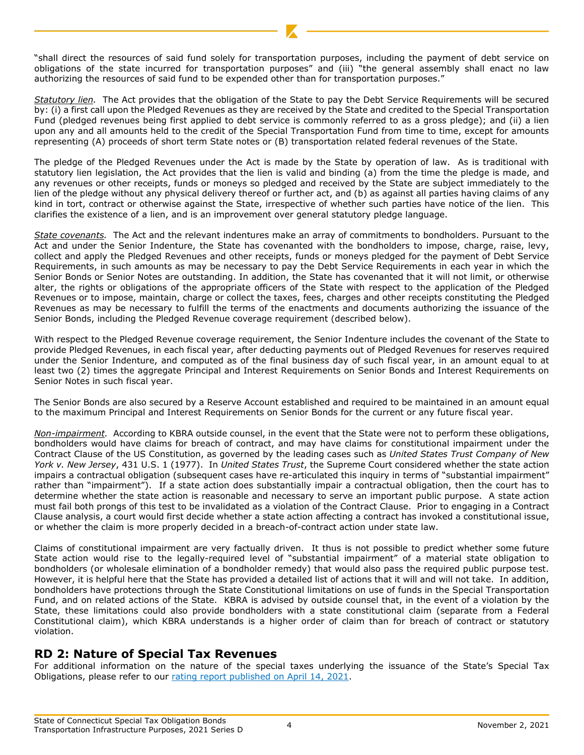"shall direct the resources of said fund solely for transportation purposes, including the payment of debt service on obligations of the state incurred for transportation purposes" and (iii) "the general assembly shall enact no law authorizing the resources of said fund to be expended other than for transportation purposes."

*Statutory lien.* The Act provides that the obligation of the State to pay the Debt Service Requirements will be secured by: (i) a first call upon the Pledged Revenues as they are received by the State and credited to the Special Transportation Fund (pledged revenues being first applied to debt service is commonly referred to as a gross pledge); and (ii) a lien upon any and all amounts held to the credit of the Special Transportation Fund from time to time, except for amounts representing (A) proceeds of short term State notes or (B) transportation related federal revenues of the State.

The pledge of the Pledged Revenues under the Act is made by the State by operation of law. As is traditional with statutory lien legislation, the Act provides that the lien is valid and binding (a) from the time the pledge is made, and any revenues or other receipts, funds or moneys so pledged and received by the State are subject immediately to the lien of the pledge without any physical delivery thereof or further act, and (b) as against all parties having claims of any kind in tort, contract or otherwise against the State, irrespective of whether such parties have notice of the lien. This clarifies the existence of a lien, and is an improvement over general statutory pledge language.

*State covenants.* The Act and the relevant indentures make an array of commitments to bondholders. Pursuant to the Act and under the Senior Indenture, the State has covenanted with the bondholders to impose, charge, raise, levy, collect and apply the Pledged Revenues and other receipts, funds or moneys pledged for the payment of Debt Service Requirements, in such amounts as may be necessary to pay the Debt Service Requirements in each year in which the Senior Bonds or Senior Notes are outstanding. In addition, the State has covenanted that it will not limit, or otherwise alter, the rights or obligations of the appropriate officers of the State with respect to the application of the Pledged Revenues or to impose, maintain, charge or collect the taxes, fees, charges and other receipts constituting the Pledged Revenues as may be necessary to fulfill the terms of the enactments and documents authorizing the issuance of the Senior Bonds, including the Pledged Revenue coverage requirement (described below).

With respect to the Pledged Revenue coverage requirement, the Senior Indenture includes the covenant of the State to provide Pledged Revenues, in each fiscal year, after deducting payments out of Pledged Revenues for reserves required under the Senior Indenture, and computed as of the final business day of such fiscal year, in an amount equal to at least two (2) times the aggregate Principal and Interest Requirements on Senior Bonds and Interest Requirements on Senior Notes in such fiscal year.

The Senior Bonds are also secured by a Reserve Account established and required to be maintained in an amount equal to the maximum Principal and Interest Requirements on Senior Bonds for the current or any future fiscal year.

*Non-impairment.* According to KBRA outside counsel, in the event that the State were not to perform these obligations, bondholders would have claims for breach of contract, and may have claims for constitutional impairment under the Contract Clause of the US Constitution, as governed by the leading cases such as *United States Trust Company of New York v. New Jersey*, 431 U.S. 1 (1977). In *United States Trust*, the Supreme Court considered whether the state action impairs a contractual obligation (subsequent cases have re-articulated this inquiry in terms of "substantial impairment" rather than "impairment"). If a state action does substantially impair a contractual obligation, then the court has to determine whether the state action is reasonable and necessary to serve an important public purpose. A state action must fail both prongs of this test to be invalidated as a violation of the Contract Clause. Prior to engaging in a Contract Clause analysis, a court would first decide whether a state action affecting a contract has invoked a constitutional issue, or whether the claim is more properly decided in a breach-of-contract action under state law.

Claims of constitutional impairment are very factually driven. It thus is not possible to predict whether some future State action would rise to the legally-required level of "substantial impairment" of a material state obligation to bondholders (or wholesale elimination of a bondholder remedy) that would also pass the required public purpose test. However, it is helpful here that the State has provided a detailed list of actions that it will and will not take. In addition, bondholders have protections through the State Constitutional limitations on use of funds in the Special Transportation Fund, and on related actions of the State. KBRA is advised by outside counsel that, in the event of a violation by the State, these limitations could also provide bondholders with a state constitutional claim (separate from a Federal Constitutional claim), which KBRA understands is a higher order of claim than for breach of contract or statutory violation.

## RD 2: Nature of Special Tax Revenues

For additional information on the nature of the special taxes underlying the issuance of the State's Special Tax Obligations, please refer to our rating report published on April 14, 2021.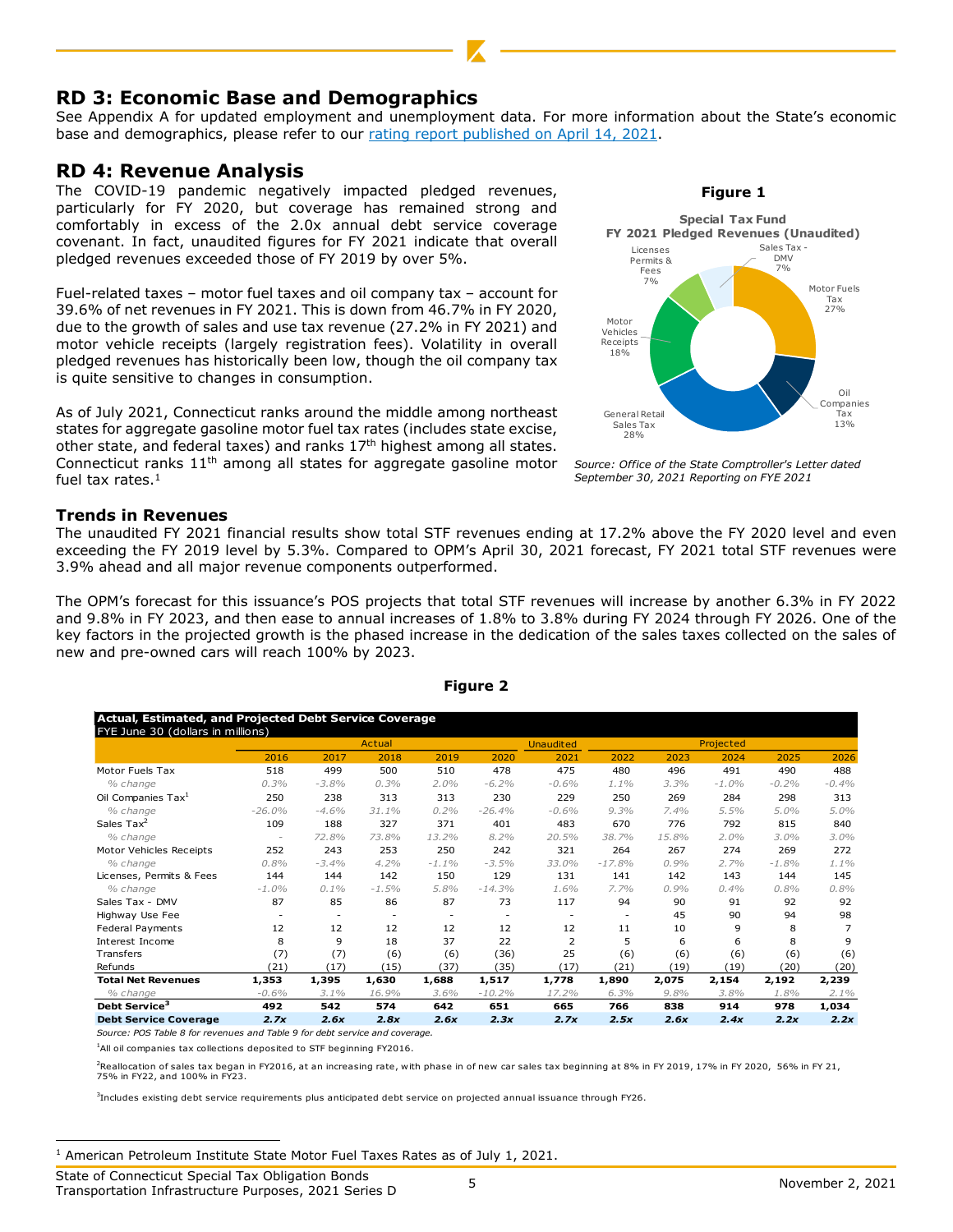## RD 3: Economic Base and Demographics

See Appendix A for updated employment and unemployment data. For more information about the State's economic base and demographics, please refer to our rating report published on April 14, 2021.

## RD 4: Revenue Analysis

The COVID-19 pandemic negatively impacted pledged revenues, particularly for FY 2020, but coverage has remained strong and comfortably in excess of the 2.0x annual debt service coverage covenant. In fact, unaudited figures for FY 2021 indicate that overall pledged revenues exceeded those of FY 2019 by over 5%.

Fuel-related taxes – motor fuel taxes and oil company tax – account for 39.6% of net revenues in FY 2021. This is down from 46.7% in FY 2020, due to the growth of sales and use tax revenue (27.2% in FY 2021) and motor vehicle receipts (largely registration fees). Volatility in overall pledged revenues has historically been low, though the oil company tax is quite sensitive to changes in consumption.

As of July 2021, Connecticut ranks around the middle among northeast states for aggregate gasoline motor fuel tax rates (includes state excise, other state, and federal taxes) and ranks 17th highest among all states. Connecticut ranks 11th among all states for aggregate gasoline motor fuel tax rates.[1]

**Figure 1**

**Special Tax Fund FY 2021 Pledged Revenues (Unaudited)**

| Component | Share |
|---|---|
| Motor Fuels Tax | 27% |
| Oil Companies Tax | 13% |
| General Retail Sales Tax | 28% |
| Motor Vehicles Receipts | 18% |
| Licenses Permits & Fees | 7% |
| Sales Tax - DMV | 7% |

*Source: Office of the State Comptroller's Letter dated September 30, 2021 Reporting on FYE 2021*

### Trends in Revenues

The unaudited FY 2021 financial results show total STF revenues ending at 17.2% above the FY 2020 level and even exceeding the FY 2019 level by 5.3%. Compared to OPM's April 30, 2021 forecast, FY 2021 total STF revenues were 3.9% ahead and all major revenue components outperformed.

The OPM's forecast for this issuance's POS projects that total STF revenues will increase by another 6.3% in FY 2022 and 9.8% in FY 2023, and then ease to annual increases of 1.8% to 3.8% during FY 2024 through FY 2026. One of the key factors in the projected growth is the phased increase in the dedication of the sales taxes collected on the sales of new and pre-owned cars will reach 100% by 2023.

**Figure 2**

**Actual, Estimated, and Projected Debt Service Coverage**
FYE June 30 (dollars in millions)

| | Actual | | | | | Unaudited | Projected | | | | |
|---|---|---|---|---|---|---|---|---|---|---|---|
| | 2016 | 2017 | 2018 | 2019 | 2020 | 2021 | 2022 | 2023 | 2024 | 2025 | 2026 |
| Motor Fuels Tax | 518 | 499 | 500 | 510 | 478 | 475 | 480 | 496 | 491 | 490 | 488 |
| *% change* | *0.3%* | *-3.8%* | *0.3%* | *2.0%* | *-6.2%* | *-0.6%* | *1.1%* | *3.3%* | *-1.0%* | *-0.2%* | *-0.4%* |
| Oil Companies Tax[1] | 250 | 238 | 313 | 313 | 230 | 229 | 250 | 269 | 284 | 298 | 313 |
| *% change* | *-26.0%* | *-4.6%* | *31.1%* | *0.2%* | *-26.4%* | *-0.6%* | *9.3%* | *7.4%* | *5.5%* | *5.0%* | *5.0%* |
| Sales Tax[2] | 109 | 188 | 327 | 371 | 401 | 483 | 670 | 776 | 792 | 815 | 840 |
| *% change* | - | *72.8%* | *73.8%* | *13.2%* | *8.2%* | *20.5%* | *38.7%* | *15.8%* | *2.0%* | *3.0%* | *3.0%* |
| Motor Vehicles Receipts | 252 | 243 | 253 | 250 | 242 | 321 | 264 | 267 | 274 | 269 | 272 |
| *% change* | *0.8%* | *-3.4%* | *4.2%* | *-1.1%* | *-3.5%* | *33.0%* | *-17.8%* | *0.9%* | *2.7%* | *-1.8%* | *1.1%* |
| Licenses, Permits & Fees | 144 | 144 | 142 | 150 | 129 | 131 | 141 | 142 | 143 | 144 | 145 |
| *% change* | *-1.0%* | *0.1%* | *-1.5%* | *5.8%* | *-14.3%* | *1.6%* | *7.7%* | *0.9%* | *0.4%* | *0.8%* | *0.8%* |
| Sales Tax - DMV | 87 | 85 | 86 | 87 | 73 | 117 | 94 | 90 | 91 | 92 | 92 |
| Highway Use Fee | - | - | - | - | - | - | - | 45 | 90 | 94 | 98 |
| Federal Payments | 12 | 12 | 12 | 12 | 12 | 12 | 11 | 10 | 9 | 8 | 7 |
| Interest Income | 8 | 9 | 18 | 37 | 22 | 2 | 5 | 6 | 6 | 8 | 9 |
| Transfers | (7) | (7) | (6) | (6) | (36) | 25 | (6) | (6) | (6) | (6) | (6) |
| Refunds | (21) | (17) | (15) | (37) | (35) | (17) | (21) | (19) | (19) | (20) | (20) |
| **Total Net Revenues** | **1,353** | **1,395** | **1,630** | **1,688** | **1,517** | **1,778** | **1,890** | **2,075** | **2,154** | **2,192** | **2,239** |
| *% change* | *-0.6%* | *3.1%* | *16.9%* | *3.6%* | *-10.2%* | *17.2%* | *6.3%* | *9.8%* | *3.8%* | *1.8%* | *2.1%* |
| **Debt Service[3]** | **492** | **542** | **574** | **642** | **651** | **665** | **766** | **838** | **914** | **978** | **1,034** |
| **Debt Service Coverage** | ***2.7x*** | ***2.6x*** | ***2.8x*** | ***2.6x*** | ***2.3x*** | ***2.7x*** | ***2.5x*** | ***2.6x*** | ***2.4x*** | ***2.2x*** | ***2.2x*** |

*Source: POS Table 8 for revenues and Table 9 for debt service and coverage.*

[1]All oil companies tax collections deposited to STF beginning FY2016.

[2]Reallocation of sales tax began in FY2016, at an increasing rate, with phase in of new car sales tax beginning at 8% in FY 2019, 17% in FY 2020, 56% in FY 21, 75% in FY22, and 100% in FY23.

[3]Includes existing debt service requirements plus anticipated debt service on projected annual issuance through FY26.

---

[1] American Petroleum Institute State Motor Fuel Taxes Rates as of July 1, 2021.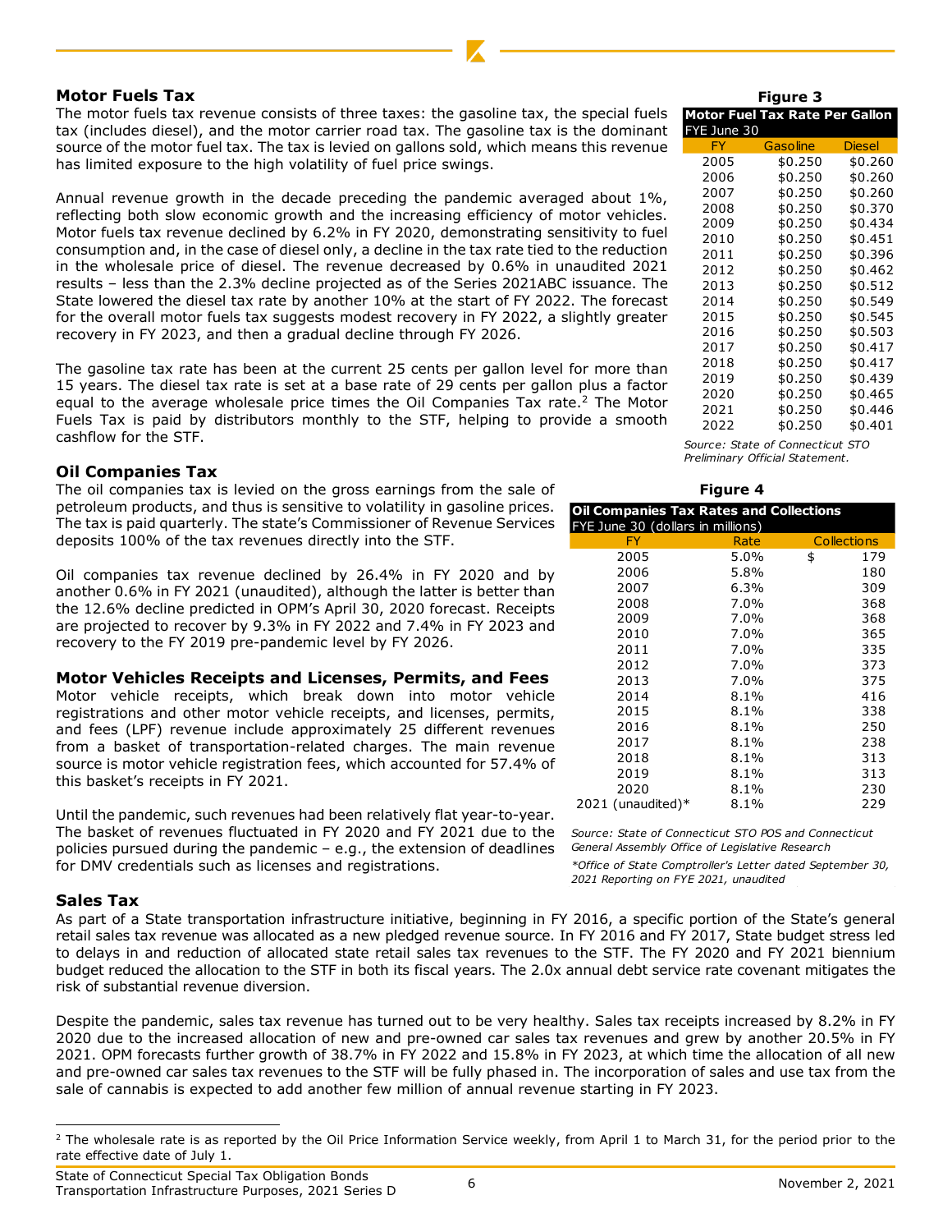## Motor Fuels Tax

The motor fuels tax revenue consists of three taxes: the gasoline tax, the special fuels tax (includes diesel), and the motor carrier road tax. The gasoline tax is the dominant source of the motor fuel tax. The tax is levied on gallons sold, which means this revenue has limited exposure to the high volatility of fuel price swings.

Annual revenue growth in the decade preceding the pandemic averaged about 1%, reflecting both slow economic growth and the increasing efficiency of motor vehicles. Motor fuels tax revenue declined by 6.2% in FY 2020, demonstrating sensitivity to fuel consumption and, in the case of diesel only, a decline in the tax rate tied to the reduction in the wholesale price of diesel. The revenue decreased by 0.6% in unaudited 2021 results – less than the 2.3% decline projected as of the Series 2021ABC issuance. The State lowered the diesel tax rate by another 10% at the start of FY 2022. The forecast for the overall motor fuels tax suggests modest recovery in FY 2022, a slightly greater recovery in FY 2023, and then a gradual decline through FY 2026.

The gasoline tax rate has been at the current 25 cents per gallon level for more than 15 years. The diesel tax rate is set at a base rate of 29 cents per gallon plus a factor equal to the average wholesale price times the Oil Companies Tax rate.[2] The Motor Fuels Tax is paid by distributors monthly to the STF, helping to provide a smooth cashflow for the STF.

**Figure 3**

**Motor Fuel Tax Rate Per Gallon**
FYE June 30

| FY | Gasoline | Diesel |
|---|---|---|
| 2005 | $0.250 | $0.260 |
| 2006 | $0.250 | $0.260 |
| 2007 | $0.250 | $0.260 |
| 2008 | $0.250 | $0.370 |
| 2009 | $0.250 | $0.434 |
| 2010 | $0.250 | $0.451 |
| 2011 | $0.250 | $0.396 |
| 2012 | $0.250 | $0.462 |
| 2013 | $0.250 | $0.512 |
| 2014 | $0.250 | $0.549 |
| 2015 | $0.250 | $0.545 |
| 2016 | $0.250 | $0.503 |
| 2017 | $0.250 | $0.417 |
| 2018 | $0.250 | $0.417 |
| 2019 | $0.250 | $0.439 |
| 2020 | $0.250 | $0.465 |
| 2021 | $0.250 | $0.446 |
| 2022 | $0.250 | $0.401 |

*Source: State of Connecticut STO Preliminary Official Statement.*

## Oil Companies Tax

The oil companies tax is levied on the gross earnings from the sale of petroleum products, and thus is sensitive to volatility in gasoline prices. The tax is paid quarterly. The state's Commissioner of Revenue Services deposits 100% of the tax revenues directly into the STF.

Oil companies tax revenue declined by 26.4% in FY 2020 and by another 0.6% in FY 2021 (unaudited), although the latter is better than the 12.6% decline predicted in OPM's April 30, 2020 forecast. Receipts are projected to recover by 9.3% in FY 2022 and 7.4% in FY 2023 and recovery to the FY 2019 pre-pandemic level by FY 2026.

**Figure 4**

**Oil Companies Tax Rates and Collections**
FYE June 30 (dollars in millions)

| FY | Rate | Collections |
|---|---|---|
| 2005 | 5.0% | $ 179 |
| 2006 | 5.8% | 180 |
| 2007 | 6.3% | 309 |
| 2008 | 7.0% | 368 |
| 2009 | 7.0% | 368 |
| 2010 | 7.0% | 365 |
| 2011 | 7.0% | 335 |
| 2012 | 7.0% | 373 |
| 2013 | 7.0% | 375 |
| 2014 | 8.1% | 416 |
| 2015 | 8.1% | 338 |
| 2016 | 8.1% | 250 |
| 2017 | 8.1% | 238 |
| 2018 | 8.1% | 313 |
| 2019 | 8.1% | 313 |
| 2020 | 8.1% | 230 |
| 2021 (unaudited)* | 8.1% | 229 |

*Source: State of Connecticut STO POS and Connecticut General Assembly Office of Legislative Research*

*\*Office of State Comptroller's Letter dated September 30, 2021 Reporting on FYE 2021, unaudited*

## Motor Vehicles Receipts and Licenses, Permits, and Fees

Motor vehicle receipts, which break down into motor vehicle registrations and other motor vehicle receipts, and licenses, permits, and fees (LPF) revenue include approximately 25 different revenues from a basket of transportation-related charges. The main revenue source is motor vehicle registration fees, which accounted for 57.4% of this basket's receipts in FY 2021.

Until the pandemic, such revenues had been relatively flat year-to-year. The basket of revenues fluctuated in FY 2020 and FY 2021 due to the policies pursued during the pandemic – e.g., the extension of deadlines for DMV credentials such as licenses and registrations.

## Sales Tax

As part of a State transportation infrastructure initiative, beginning in FY 2016, a specific portion of the State's general retail sales tax revenue was allocated as a new pledged revenue source. In FY 2016 and FY 2017, State budget stress led to delays in and reduction of allocated state retail sales tax revenues to the STF. The FY 2020 and FY 2021 biennium budget reduced the allocation to the STF in both its fiscal years. The 2.0x annual debt service rate covenant mitigates the risk of substantial revenue diversion.

Despite the pandemic, sales tax revenue has turned out to be very healthy. Sales tax receipts increased by 8.2% in FY 2020 due to the increased allocation of new and pre-owned car sales tax revenues and grew by another 20.5% in FY 2021. OPM forecasts further growth of 38.7% in FY 2022 and 15.8% in FY 2023, at which time the allocation of all new and pre-owned car sales tax revenues to the STF will be fully phased in. The incorporation of sales and use tax from the sale of cannabis is expected to add another few million of annual revenue starting in FY 2023.

[2] The wholesale rate is as reported by the Oil Price Information Service weekly, from April 1 to March 31, for the period prior to the rate effective date of July 1.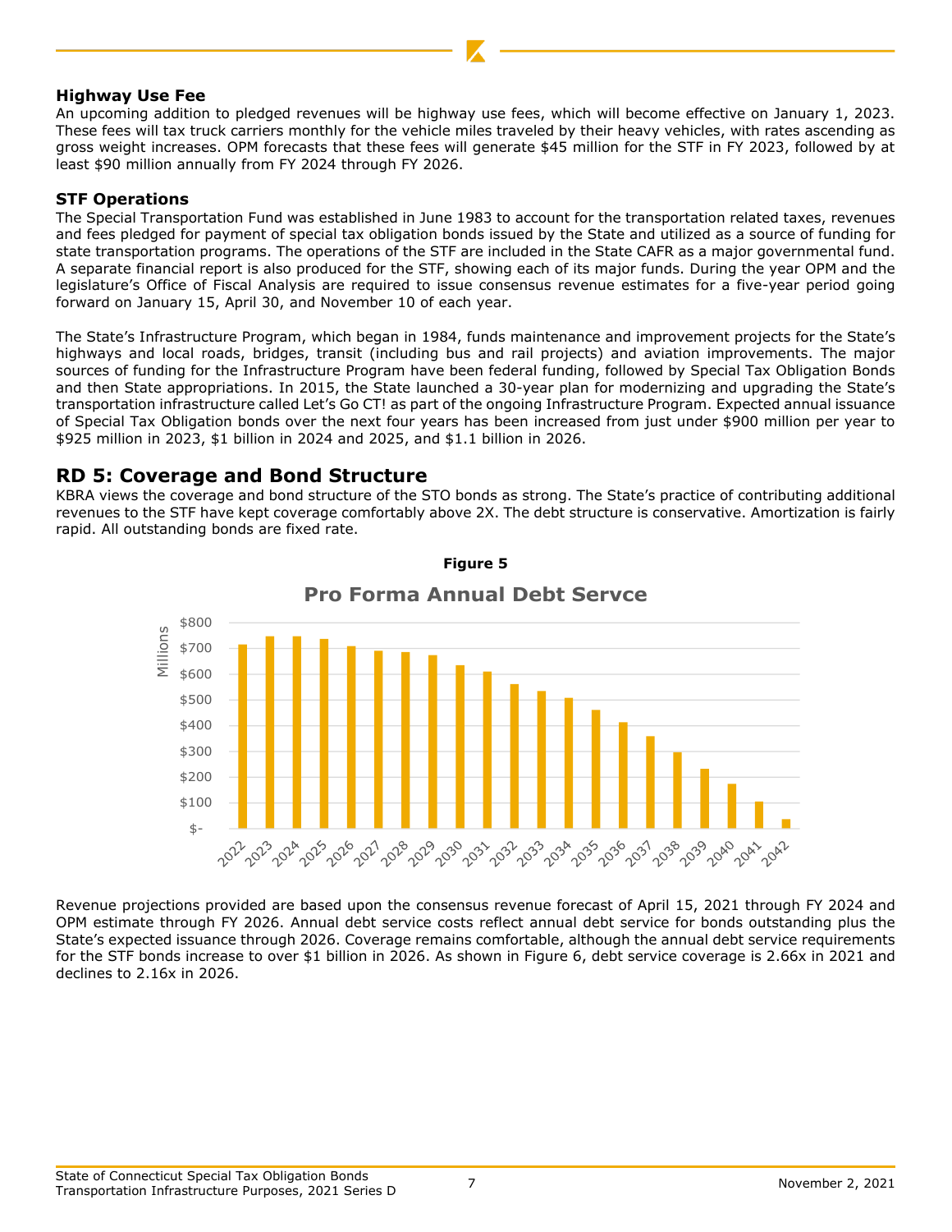### Highway Use Fee

An upcoming addition to pledged revenues will be highway use fees, which will become effective on January 1, 2023. These fees will tax truck carriers monthly for the vehicle miles traveled by their heavy vehicles, with rates ascending as gross weight increases. OPM forecasts that these fees will generate $45 million for the STF in FY 2023, followed by at least $90 million annually from FY 2024 through FY 2026.

### STF Operations

The Special Transportation Fund was established in June 1983 to account for the transportation related taxes, revenues and fees pledged for payment of special tax obligation bonds issued by the State and utilized as a source of funding for state transportation programs. The operations of the STF are included in the State CAFR as a major governmental fund. A separate financial report is also produced for the STF, showing each of its major funds. During the year OPM and the legislature's Office of Fiscal Analysis are required to issue consensus revenue estimates for a five-year period going forward on January 15, April 30, and November 10 of each year.

The State's Infrastructure Program, which began in 1984, funds maintenance and improvement projects for the State's highways and local roads, bridges, transit (including bus and rail projects) and aviation improvements. The major sources of funding for the Infrastructure Program have been federal funding, followed by Special Tax Obligation Bonds and then State appropriations. In 2015, the State launched a 30-year plan for modernizing and upgrading the State's transportation infrastructure called Let's Go CT! as part of the ongoing Infrastructure Program. Expected annual issuance of Special Tax Obligation bonds over the next four years has been increased from just under $900 million per year to $925 million in 2023, $1 billion in 2024 and 2025, and $1.1 billion in 2026.

## RD 5: Coverage and Bond Structure

KBRA views the coverage and bond structure of the STO bonds as strong. The State's practice of contributing additional revenues to the STF have kept coverage comfortably above 2X. The debt structure is conservative. Amortization is fairly rapid. All outstanding bonds are fixed rate.

**Figure 5**

**Pro Forma Annual Debt Servce**

| Year | Debt Service (Millions, approx.) |
|---|---|
| 2022 | ~$715 |
| 2023 | ~$748 |
| 2024 | ~$748 |
| 2025 | ~$737 |
| 2026 | ~$710 |
| 2027 | ~$692 |
| 2028 | ~$687 |
| 2029 | ~$674 |
| 2030 | ~$636 |
| 2031 | ~$611 |
| 2032 | ~$562 |
| 2033 | ~$535 |
| 2034 | ~$508 |
| 2035 | ~$462 |
| 2036 | ~$414 |
| 2037 | ~$360 |
| 2038 | ~$296 |
| 2039 | ~$233 |
| 2040 | ~$174 |
| 2041 | ~$106 |
| 2042 | ~$37 |

Revenue projections provided are based upon the consensus revenue forecast of April 15, 2021 through FY 2024 and OPM estimate through FY 2026. Annual debt service costs reflect annual debt service for bonds outstanding plus the State's expected issuance through 2026. Coverage remains comfortable, although the annual debt service requirements for the STF bonds increase to over $1 billion in 2026. As shown in Figure 6, debt service coverage is 2.66x in 2021 and declines to 2.16x in 2026.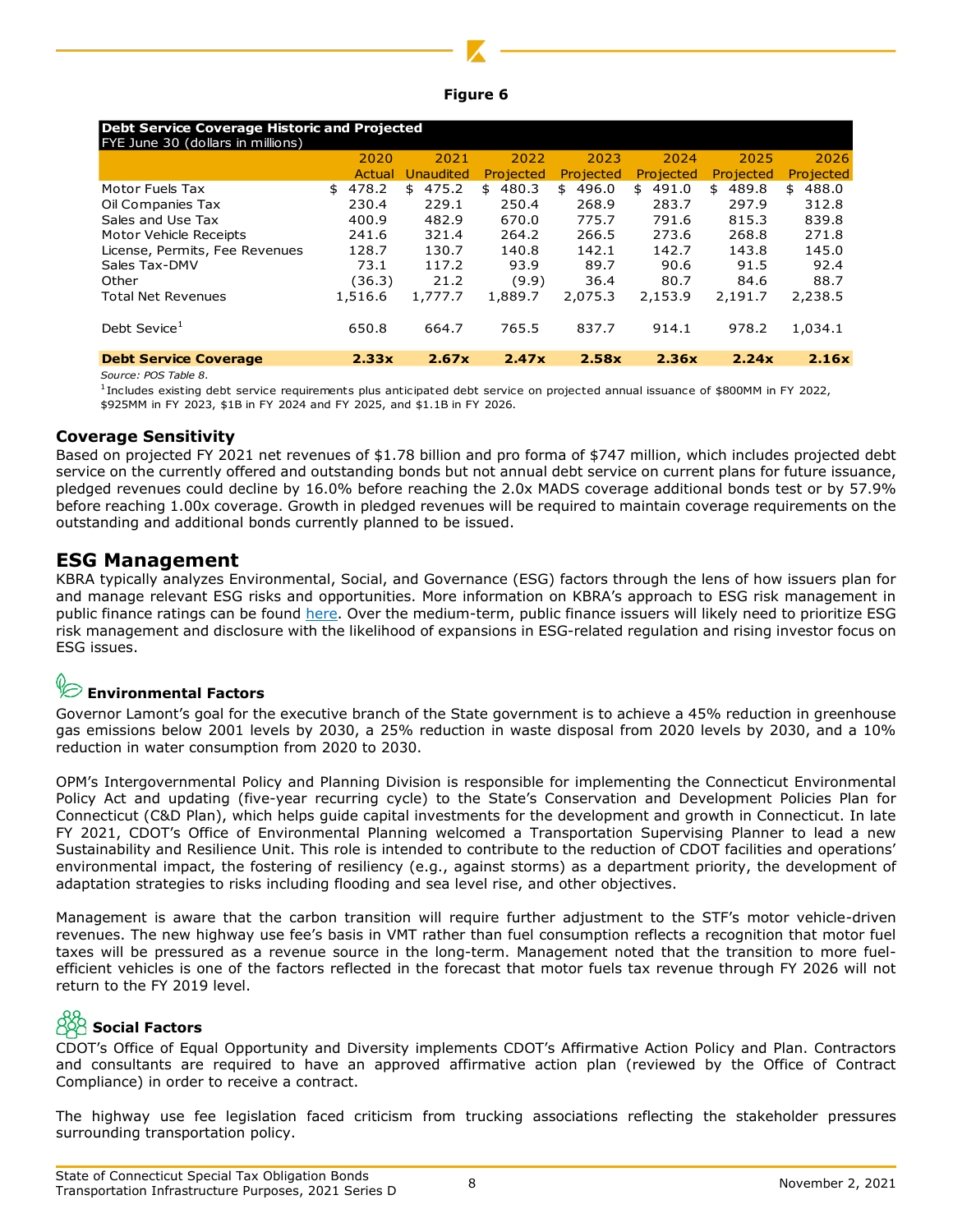**Figure 6**

| Debt Service Coverage Historic and Projected FYE June 30 (dollars in millions) | 2020 Actual | 2021 Unaudited | 2022 Projected | 2023 Projected | 2024 Projected | 2025 Projected | 2026 Projected |
|---|---|---|---|---|---|---|---|
| Motor Fuels Tax | $ 478.2 | $ 475.2 | $ 480.3 | $ 496.0 | $ 491.0 | $ 489.8 | $ 488.0 |
| Oil Companies Tax | 230.4 | 229.1 | 250.4 | 268.9 | 283.7 | 297.9 | 312.8 |
| Sales and Use Tax | 400.9 | 482.9 | 670.0 | 775.7 | 791.6 | 815.3 | 839.8 |
| Motor Vehicle Receipts | 241.6 | 321.4 | 264.2 | 266.5 | 273.6 | 268.8 | 271.8 |
| License, Permits, Fee Revenues | 128.7 | 130.7 | 140.8 | 142.1 | 142.7 | 143.8 | 145.0 |
| Sales Tax-DMV | 73.1 | 117.2 | 93.9 | 89.7 | 90.6 | 91.5 | 92.4 |
| Other | (36.3) | 21.2 | (9.9) | 36.4 | 80.7 | 84.6 | 88.7 |
| Total Net Revenues | 1,516.6 | 1,777.7 | 1,889.7 | 2,075.3 | 2,153.9 | 2,191.7 | 2,238.5 |
| Debt Sevice[1] | 650.8 | 664.7 | 765.5 | 837.7 | 914.1 | 978.2 | 1,034.1 |
| **Debt Service Coverage** | **2.33x** | **2.67x** | **2.47x** | **2.58x** | **2.36x** | **2.24x** | **2.16x** |

*Source: POS Table 8.*

[1]Includes existing debt service requirements plus anticipated debt service on projected annual issuance of $800MM in FY 2022, $925MM in FY 2023, $1B in FY 2024 and FY 2025, and $1.1B in FY 2026.

### Coverage Sensitivity

Based on projected FY 2021 net revenues of $1.78 billion and pro forma of $747 million, which includes projected debt service on the currently offered and outstanding bonds but not annual debt service on current plans for future issuance, pledged revenues could decline by 16.0% before reaching the 2.0x MADS coverage additional bonds test or by 57.9% before reaching 1.00x coverage. Growth in pledged revenues will be required to maintain coverage requirements on the outstanding and additional bonds currently planned to be issued.

## ESG Management

KBRA typically analyzes Environmental, Social, and Governance (ESG) factors through the lens of how issuers plan for and manage relevant ESG risks and opportunities. More information on KBRA's approach to ESG risk management in public finance ratings can be found here. Over the medium-term, public finance issuers will likely need to prioritize ESG risk management and disclosure with the likelihood of expansions in ESG-related regulation and rising investor focus on ESG issues.

### Environmental Factors

Governor Lamont's goal for the executive branch of the State government is to achieve a 45% reduction in greenhouse gas emissions below 2001 levels by 2030, a 25% reduction in waste disposal from 2020 levels by 2030, and a 10% reduction in water consumption from 2020 to 2030.

OPM's Intergovernmental Policy and Planning Division is responsible for implementing the Connecticut Environmental Policy Act and updating (five-year recurring cycle) to the State's Conservation and Development Policies Plan for Connecticut (C&D Plan), which helps guide capital investments for the development and growth in Connecticut. In late FY 2021, CDOT's Office of Environmental Planning welcomed a Transportation Supervising Planner to lead a new Sustainability and Resilience Unit. This role is intended to contribute to the reduction of CDOT facilities and operations' environmental impact, the fostering of resiliency (e.g., against storms) as a department priority, the development of adaptation strategies to risks including flooding and sea level rise, and other objectives.

Management is aware that the carbon transition will require further adjustment to the STF's motor vehicle-driven revenues. The new highway use fee's basis in VMT rather than fuel consumption reflects a recognition that motor fuel taxes will be pressured as a revenue source in the long-term. Management noted that the transition to more fuel-efficient vehicles is one of the factors reflected in the forecast that motor fuels tax revenue through FY 2026 will not return to the FY 2019 level.

### Social Factors

CDOT's Office of Equal Opportunity and Diversity implements CDOT's Affirmative Action Policy and Plan. Contractors and consultants are required to have an approved affirmative action plan (reviewed by the Office of Contract Compliance) in order to receive a contract.

The highway use fee legislation faced criticism from trucking associations reflecting the stakeholder pressures surrounding transportation policy.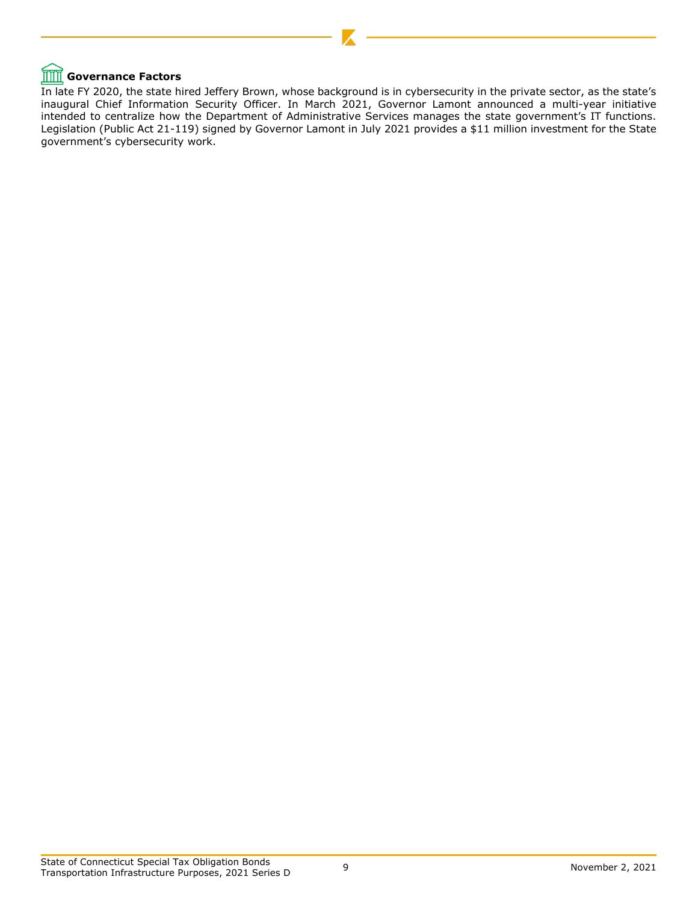### Governance Factors

In late FY 2020, the state hired Jeffery Brown, whose background is in cybersecurity in the private sector, as the state's inaugural Chief Information Security Officer. In March 2021, Governor Lamont announced a multi-year initiative intended to centralize how the Department of Administrative Services manages the state government's IT functions. Legislation (Public Act 21-119) signed by Governor Lamont in July 2021 provides a $11 million investment for the State government's cybersecurity work.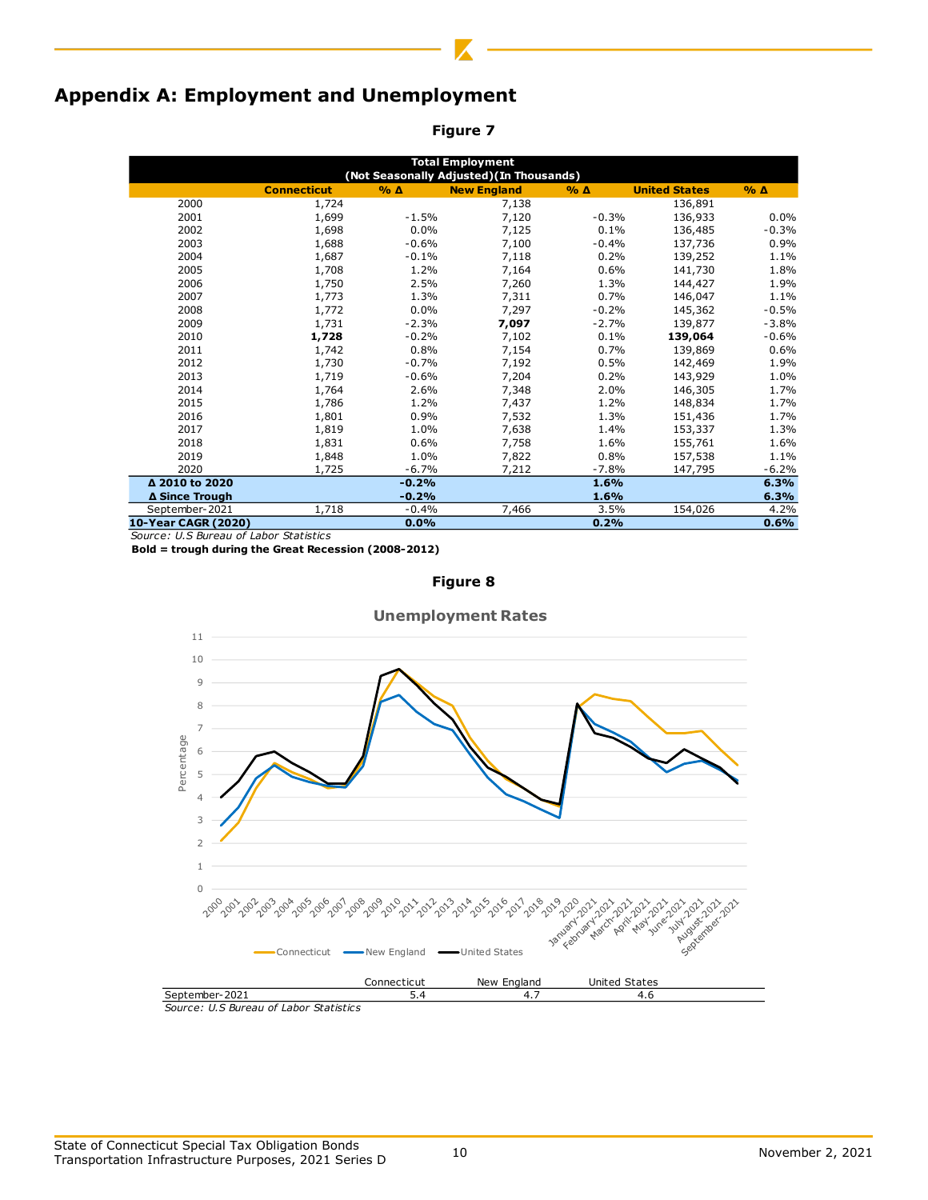# Appendix A: Employment and Unemployment

**Figure 7**

| Total Employment (Not Seasonally Adjusted)(In Thousands) | | | | | | |
|---|---|---|---|---|---|---|
| | **Connecticut** | **% Δ** | **New England** | **% Δ** | **United States** | **% Δ** |
| 2000 | 1,724 | | 7,138 | | 136,891 | |
| 2001 | 1,699 | -1.5% | 7,120 | -0.3% | 136,933 | 0.0% |
| 2002 | 1,698 | 0.0% | 7,125 | 0.1% | 136,485 | -0.3% |
| 2003 | 1,688 | -0.6% | 7,100 | -0.4% | 137,736 | 0.9% |
| 2004 | 1,687 | -0.1% | 7,118 | 0.2% | 139,252 | 1.1% |
| 2005 | 1,708 | 1.2% | 7,164 | 0.6% | 141,730 | 1.8% |
| 2006 | 1,750 | 2.5% | 7,260 | 1.3% | 144,427 | 1.9% |
| 2007 | 1,773 | 1.3% | 7,311 | 0.7% | 146,047 | 1.1% |
| 2008 | 1,772 | 0.0% | 7,297 | -0.2% | 145,362 | -0.5% |
| 2009 | 1,731 | -2.3% | **7,097** | -2.7% | 139,877 | -3.8% |
| 2010 | **1,728** | -0.2% | 7,102 | 0.1% | **139,064** | -0.6% |
| 2011 | 1,742 | 0.8% | 7,154 | 0.7% | 139,869 | 0.6% |
| 2012 | 1,730 | -0.7% | 7,192 | 0.5% | 142,469 | 1.9% |
| 2013 | 1,719 | -0.6% | 7,204 | 0.2% | 143,929 | 1.0% |
| 2014 | 1,764 | 2.6% | 7,348 | 2.0% | 146,305 | 1.7% |
| 2015 | 1,786 | 1.2% | 7,437 | 1.2% | 148,834 | 1.7% |
| 2016 | 1,801 | 0.9% | 7,532 | 1.3% | 151,436 | 1.7% |
| 2017 | 1,819 | 1.0% | 7,638 | 1.4% | 153,337 | 1.3% |
| 2018 | 1,831 | 0.6% | 7,758 | 1.6% | 155,761 | 1.6% |
| 2019 | 1,848 | 1.0% | 7,822 | 0.8% | 157,538 | 1.1% |
| 2020 | 1,725 | -6.7% | 7,212 | -7.8% | 147,795 | -6.2% |
| **Δ 2010 to 2020** | | **-0.2%** | | **1.6%** | | **6.3%** |
| **Δ Since Trough** | | **-0.2%** | | **1.6%** | | **6.3%** |
| September-2021 | 1,718 | -0.4% | 7,466 | 3.5% | 154,026 | 4.2% |
| **10-Year CAGR (2020)** | | **0.0%** | | **0.2%** | | **0.6%** |

*Source: U.S Bureau of Labor Statistics*

**Bold = trough during the Great Recession (2008-2012)**

**Figure 8**

**Unemployment Rates**

| | Connecticut | New England | United States |
|---|---|---|---|
| September-2021 | 5.4 | 4.7 | 4.6 |

*Source: U.S Bureau of Labor Statistics*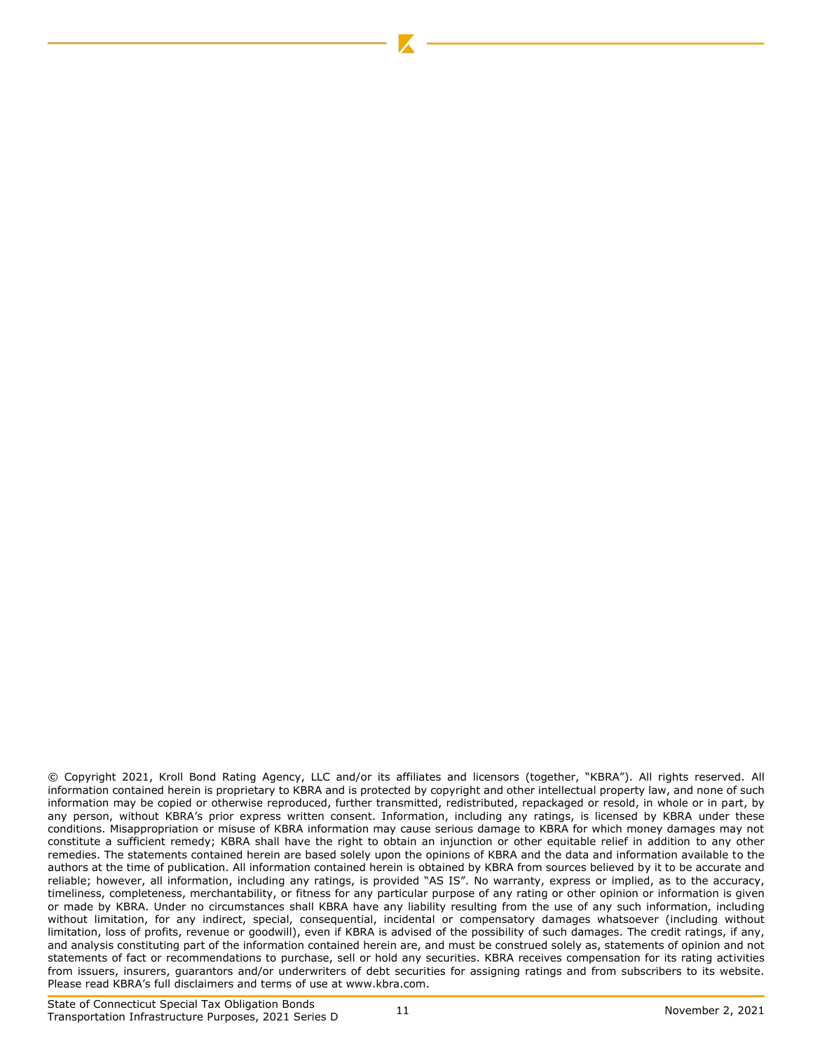© Copyright 2021, Kroll Bond Rating Agency, LLC and/or its affiliates and licensors (together, "KBRA"). All rights reserved. All information contained herein is proprietary to KBRA and is protected by copyright and other intellectual property law, and none of such information may be copied or otherwise reproduced, further transmitted, redistributed, repackaged or resold, in whole or in part, by any person, without KBRA's prior express written consent. Information, including any ratings, is licensed by KBRA under these conditions. Misappropriation or misuse of KBRA information may cause serious damage to KBRA for which money damages may not constitute a sufficient remedy; KBRA shall have the right to obtain an injunction or other equitable relief in addition to any other remedies. The statements contained herein are based solely upon the opinions of KBRA and the data and information available to the authors at the time of publication. All information contained herein is obtained by KBRA from sources believed by it to be accurate and reliable; however, all information, including any ratings, is provided "AS IS". No warranty, express or implied, as to the accuracy, timeliness, completeness, merchantability, or fitness for any particular purpose of any rating or other opinion or information is given or made by KBRA. Under no circumstances shall KBRA have any liability resulting from the use of any such information, including without limitation, for any indirect, special, consequential, incidental or compensatory damages whatsoever (including without limitation, loss of profits, revenue or goodwill), even if KBRA is advised of the possibility of such damages. The credit ratings, if any, and analysis constituting part of the information contained herein are, and must be construed solely as, statements of opinion and not statements of fact or recommendations to purchase, sell or hold any securities. KBRA receives compensation for its rating activities from issuers, insurers, guarantors and/or underwriters of debt securities for assigning ratings and from subscribers to its website. Please read KBRA's full disclaimers and terms of use at www.kbra.com.